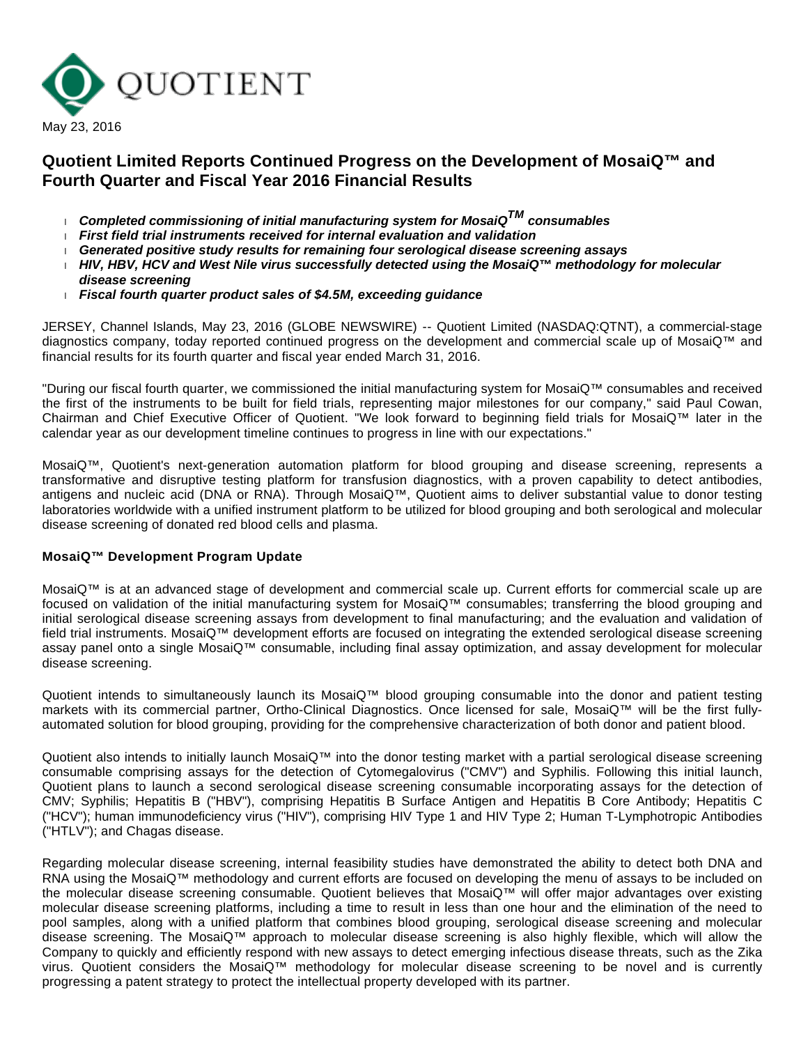QUOTIENT

May 23, 2016

## Quotient Limited Reports Continued Progress on the Development of MosaiQ™ and Fourth Quarter and Fiscal Year 2016 Financial Results

- ***Completed commissioning of initial manufacturing system for MosaiQ™ consumables***
- ***First field trial instruments received for internal evaluation and validation***
- ***Generated positive study results for remaining four serological disease screening assays***
- ***HIV, HBV, HCV and West Nile virus successfully detected using the MosaiQ™ methodology for molecular disease screening***
- ***Fiscal fourth quarter product sales of $4.5M, exceeding guidance***

JERSEY, Channel Islands, May 23, 2016 (GLOBE NEWSWIRE) -- Quotient Limited (NASDAQ:QTNT), a commercial-stage diagnostics company, today reported continued progress on the development and commercial scale up of MosaiQ™ and financial results for its fourth quarter and fiscal year ended March 31, 2016.

"During our fiscal fourth quarter, we commissioned the initial manufacturing system for MosaiQ™ consumables and received the first of the instruments to be built for field trials, representing major milestones for our company," said Paul Cowan, Chairman and Chief Executive Officer of Quotient. "We look forward to beginning field trials for MosaiQ™ later in the calendar year as our development timeline continues to progress in line with our expectations."

MosaiQ™, Quotient's next-generation automation platform for blood grouping and disease screening, represents a transformative and disruptive testing platform for transfusion diagnostics, with a proven capability to detect antibodies, antigens and nucleic acid (DNA or RNA). Through MosaiQ™, Quotient aims to deliver substantial value to donor testing laboratories worldwide with a unified instrument platform to be utilized for blood grouping and both serological and molecular disease screening of donated red blood cells and plasma.

**MosaiQ™ Development Program Update**

MosaiQ™ is at an advanced stage of development and commercial scale up. Current efforts for commercial scale up are focused on validation of the initial manufacturing system for MosaiQ™ consumables; transferring the blood grouping and initial serological disease screening assays from development to final manufacturing; and the evaluation and validation of field trial instruments. MosaiQ™ development efforts are focused on integrating the extended serological disease screening assay panel onto a single MosaiQ™ consumable, including final assay optimization, and assay development for molecular disease screening.

Quotient intends to simultaneously launch its MosaiQ™ blood grouping consumable into the donor and patient testing markets with its commercial partner, Ortho-Clinical Diagnostics. Once licensed for sale, MosaiQ™ will be the first fully-automated solution for blood grouping, providing for the comprehensive characterization of both donor and patient blood.

Quotient also intends to initially launch MosaiQ™ into the donor testing market with a partial serological disease screening consumable comprising assays for the detection of Cytomegalovirus ("CMV") and Syphilis. Following this initial launch, Quotient plans to launch a second serological disease screening consumable incorporating assays for the detection of CMV; Syphilis; Hepatitis B ("HBV"), comprising Hepatitis B Surface Antigen and Hepatitis B Core Antibody; Hepatitis C ("HCV"); human immunodeficiency virus ("HIV"), comprising HIV Type 1 and HIV Type 2; Human T-Lymphotropic Antibodies ("HTLV"); and Chagas disease.

Regarding molecular disease screening, internal feasibility studies have demonstrated the ability to detect both DNA and RNA using the MosaiQ™ methodology and current efforts are focused on developing the menu of assays to be included on the molecular disease screening consumable. Quotient believes that MosaiQ™ will offer major advantages over existing molecular disease screening platforms, including a time to result in less than one hour and the elimination of the need to pool samples, along with a unified platform that combines blood grouping, serological disease screening and molecular disease screening. The MosaiQ™ approach to molecular disease screening is also highly flexible, which will allow the Company to quickly and efficiently respond with new assays to detect emerging infectious disease threats, such as the Zika virus. Quotient considers the MosaiQ™ methodology for molecular disease screening to be novel and is currently progressing a patent strategy to protect the intellectual property developed with its partner.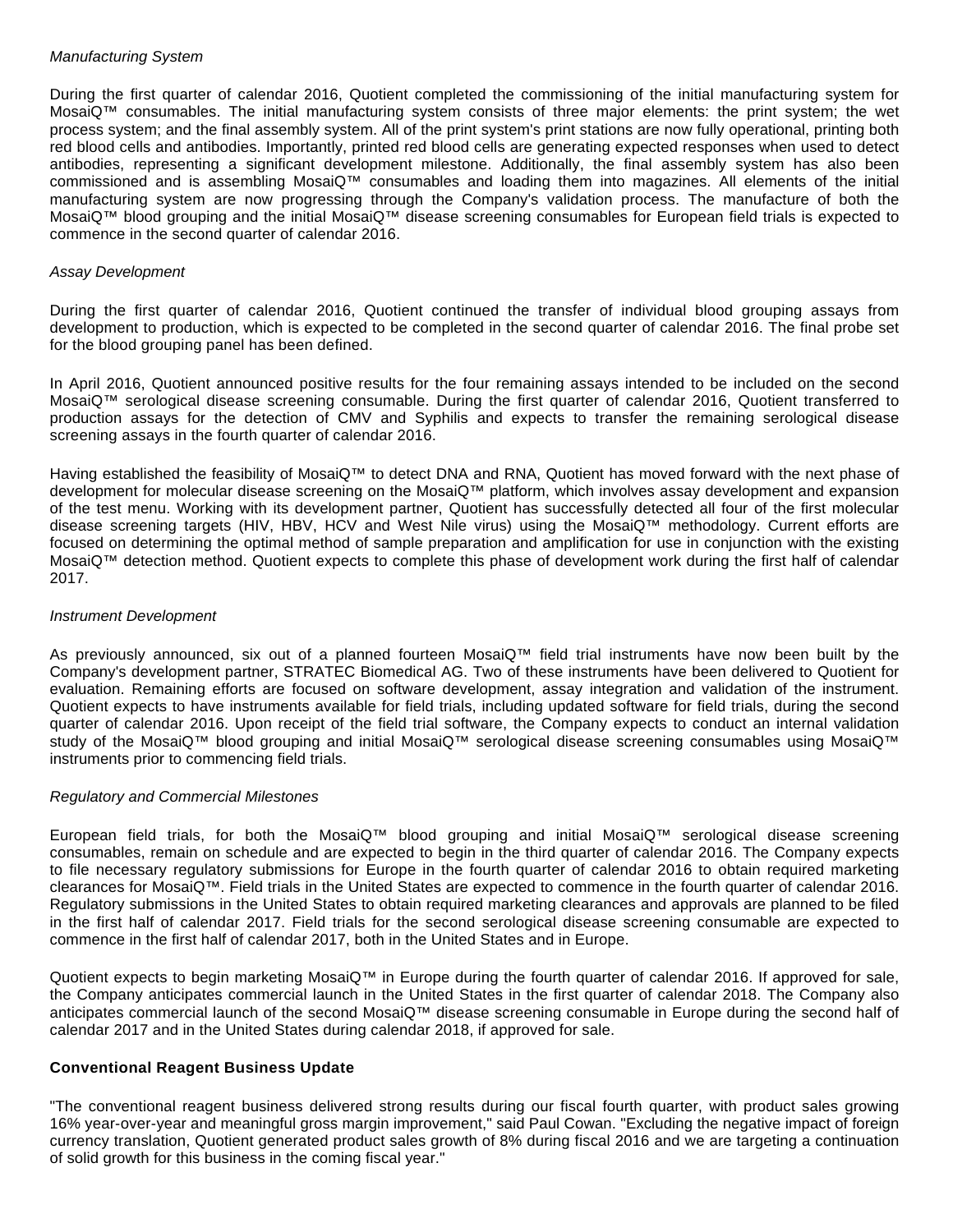*Manufacturing System*

During the first quarter of calendar 2016, Quotient completed the commissioning of the initial manufacturing system for MosaiQ™ consumables. The initial manufacturing system consists of three major elements: the print system; the wet process system; and the final assembly system. All of the print system's print stations are now fully operational, printing both red blood cells and antibodies. Importantly, printed red blood cells are generating expected responses when used to detect antibodies, representing a significant development milestone. Additionally, the final assembly system has also been commissioned and is assembling MosaiQ™ consumables and loading them into magazines. All elements of the initial manufacturing system are now progressing through the Company's validation process. The manufacture of both the MosaiQ™ blood grouping and the initial MosaiQ™ disease screening consumables for European field trials is expected to commence in the second quarter of calendar 2016.

*Assay Development*

During the first quarter of calendar 2016, Quotient continued the transfer of individual blood grouping assays from development to production, which is expected to be completed in the second quarter of calendar 2016. The final probe set for the blood grouping panel has been defined.

In April 2016, Quotient announced positive results for the four remaining assays intended to be included on the second MosaiQ™ serological disease screening consumable. During the first quarter of calendar 2016, Quotient transferred to production assays for the detection of CMV and Syphilis and expects to transfer the remaining serological disease screening assays in the fourth quarter of calendar 2016.

Having established the feasibility of MosaiQ™ to detect DNA and RNA, Quotient has moved forward with the next phase of development for molecular disease screening on the MosaiQ™ platform, which involves assay development and expansion of the test menu. Working with its development partner, Quotient has successfully detected all four of the first molecular disease screening targets (HIV, HBV, HCV and West Nile virus) using the MosaiQ™ methodology. Current efforts are focused on determining the optimal method of sample preparation and amplification for use in conjunction with the existing MosaiQ™ detection method. Quotient expects to complete this phase of development work during the first half of calendar 2017.

*Instrument Development*

As previously announced, six out of a planned fourteen MosaiQ™ field trial instruments have now been built by the Company's development partner, STRATEC Biomedical AG. Two of these instruments have been delivered to Quotient for evaluation. Remaining efforts are focused on software development, assay integration and validation of the instrument. Quotient expects to have instruments available for field trials, including updated software for field trials, during the second quarter of calendar 2016. Upon receipt of the field trial software, the Company expects to conduct an internal validation study of the MosaiQ™ blood grouping and initial MosaiQ™ serological disease screening consumables using MosaiQ™ instruments prior to commencing field trials.

*Regulatory and Commercial Milestones*

European field trials, for both the MosaiQ™ blood grouping and initial MosaiQ™ serological disease screening consumables, remain on schedule and are expected to begin in the third quarter of calendar 2016. The Company expects to file necessary regulatory submissions for Europe in the fourth quarter of calendar 2016 to obtain required marketing clearances for MosaiQ™. Field trials in the United States are expected to commence in the fourth quarter of calendar 2016. Regulatory submissions in the United States to obtain required marketing clearances and approvals are planned to be filed in the first half of calendar 2017. Field trials for the second serological disease screening consumable are expected to commence in the first half of calendar 2017, both in the United States and in Europe.

Quotient expects to begin marketing MosaiQ™ in Europe during the fourth quarter of calendar 2016. If approved for sale, the Company anticipates commercial launch in the United States in the first quarter of calendar 2018. The Company also anticipates commercial launch of the second MosaiQ™ disease screening consumable in Europe during the second half of calendar 2017 and in the United States during calendar 2018, if approved for sale.

**Conventional Reagent Business Update**

"The conventional reagent business delivered strong results during our fiscal fourth quarter, with product sales growing 16% year-over-year and meaningful gross margin improvement," said Paul Cowan. "Excluding the negative impact of foreign currency translation, Quotient generated product sales growth of 8% during fiscal 2016 and we are targeting a continuation of solid growth for this business in the coming fiscal year."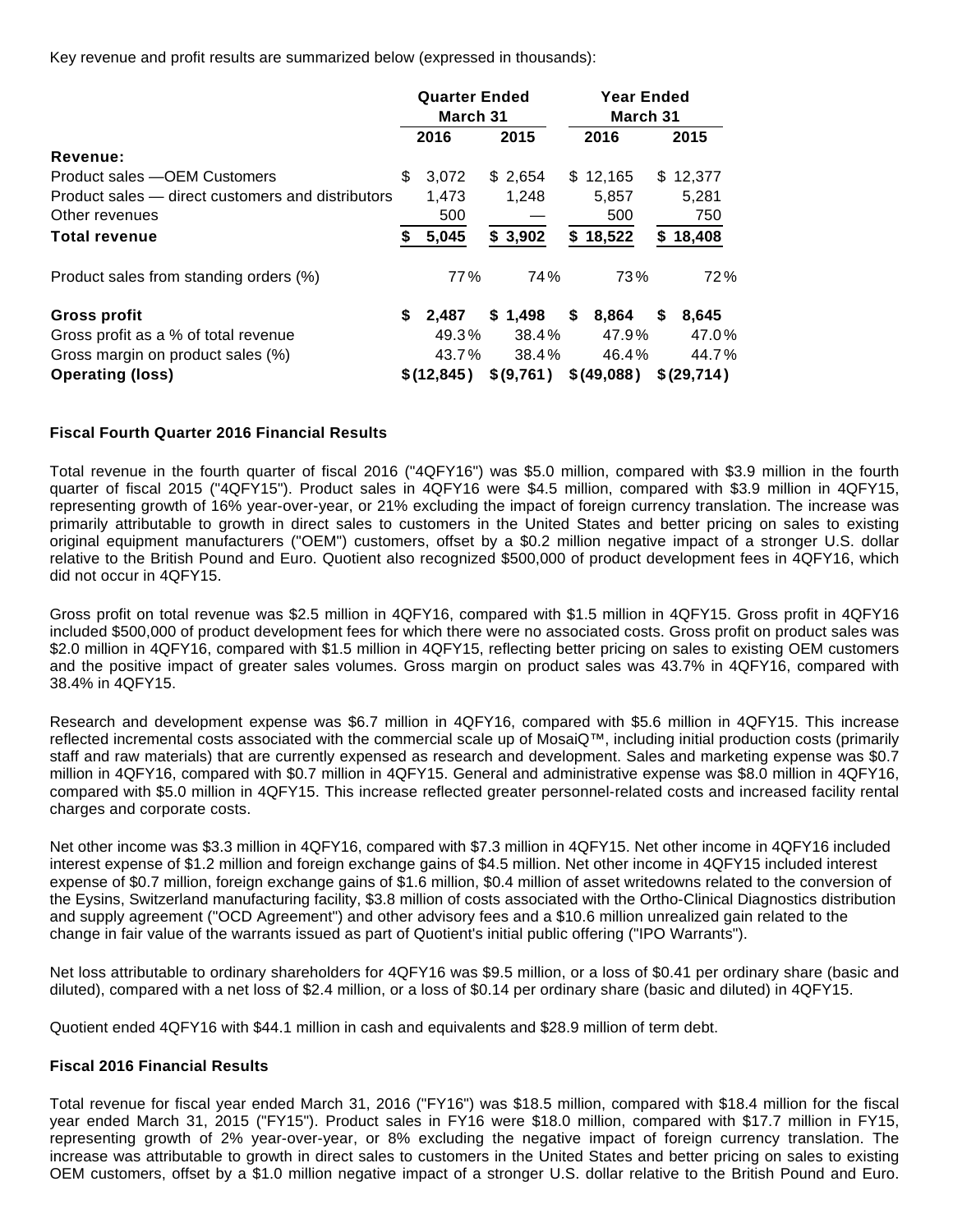Key revenue and profit results are summarized below (expressed in thousands):

| | Quarter Ended March 31 | | Year Ended March 31 | |
|---|---|---|---|---|
| | 2016 | 2015 | 2016 | 2015 |
| **Revenue:** | | | | |
| Product sales —OEM Customers | $ 3,072 | $ 2,654 | $ 12,165 | $ 12,377 |
| Product sales — direct customers and distributors | 1,473 | 1,248 | 5,857 | 5,281 |
| Other revenues | 500 | — | 500 | 750 |
| **Total revenue** | **$ 5,045** | **$ 3,902** | **$ 18,522** | **$ 18,408** |
| Product sales from standing orders (%) | 77% | 74% | 73% | 72% |
| **Gross profit** | **$ 2,487** | **$ 1,498** | **$ 8,864** | **$ 8,645** |
| Gross profit as a % of total revenue | 49.3% | 38.4% | 47.9% | 47.0% |
| Gross margin on product sales (%) | 43.7% | 38.4% | 46.4% | 44.7% |
| **Operating (loss)** | **$(12,845)** | **$(9,761)** | **$(49,088)** | **$(29,714)** |

**Fiscal Fourth Quarter 2016 Financial Results**

Total revenue in the fourth quarter of fiscal 2016 ("4QFY16") was $5.0 million, compared with $3.9 million in the fourth quarter of fiscal 2015 ("4QFY15"). Product sales in 4QFY16 were $4.5 million, compared with $3.9 million in 4QFY15, representing growth of 16% year-over-year, or 21% excluding the impact of foreign currency translation. The increase was primarily attributable to growth in direct sales to customers in the United States and better pricing on sales to existing original equipment manufacturers ("OEM") customers, offset by a $0.2 million negative impact of a stronger U.S. dollar relative to the British Pound and Euro. Quotient also recognized $500,000 of product development fees in 4QFY16, which did not occur in 4QFY15.

Gross profit on total revenue was $2.5 million in 4QFY16, compared with $1.5 million in 4QFY15. Gross profit in 4QFY16 included $500,000 of product development fees for which there were no associated costs. Gross profit on product sales was $2.0 million in 4QFY16, compared with $1.5 million in 4QFY15, reflecting better pricing on sales to existing OEM customers and the positive impact of greater sales volumes. Gross margin on product sales was 43.7% in 4QFY16, compared with 38.4% in 4QFY15.

Research and development expense was $6.7 million in 4QFY16, compared with $5.6 million in 4QFY15. This increase reflected incremental costs associated with the commercial scale up of MosaiQ™, including initial production costs (primarily staff and raw materials) that are currently expensed as research and development. Sales and marketing expense was $0.7 million in 4QFY16, compared with $0.7 million in 4QFY15. General and administrative expense was $8.0 million in 4QFY16, compared with $5.0 million in 4QFY15. This increase reflected greater personnel-related costs and increased facility rental charges and corporate costs.

Net other income was $3.3 million in 4QFY16, compared with $7.3 million in 4QFY15. Net other income in 4QFY16 included interest expense of $1.2 million and foreign exchange gains of $4.5 million. Net other income in 4QFY15 included interest expense of $0.7 million, foreign exchange gains of $1.6 million, $0.4 million of asset writedowns related to the conversion of the Eysins, Switzerland manufacturing facility, $3.8 million of costs associated with the Ortho-Clinical Diagnostics distribution and supply agreement ("OCD Agreement") and other advisory fees and a $10.6 million unrealized gain related to the change in fair value of the warrants issued as part of Quotient's initial public offering ("IPO Warrants").

Net loss attributable to ordinary shareholders for 4QFY16 was $9.5 million, or a loss of $0.41 per ordinary share (basic and diluted), compared with a net loss of $2.4 million, or a loss of $0.14 per ordinary share (basic and diluted) in 4QFY15.

Quotient ended 4QFY16 with $44.1 million in cash and equivalents and $28.9 million of term debt.

**Fiscal 2016 Financial Results**

Total revenue for fiscal year ended March 31, 2016 ("FY16") was $18.5 million, compared with $18.4 million for the fiscal year ended March 31, 2015 ("FY15"). Product sales in FY16 were $18.0 million, compared with $17.7 million in FY15, representing growth of 2% year-over-year, or 8% excluding the negative impact of foreign currency translation. The increase was attributable to growth in direct sales to customers in the United States and better pricing on sales to existing OEM customers, offset by a $1.0 million negative impact of a stronger U.S. dollar relative to the British Pound and Euro.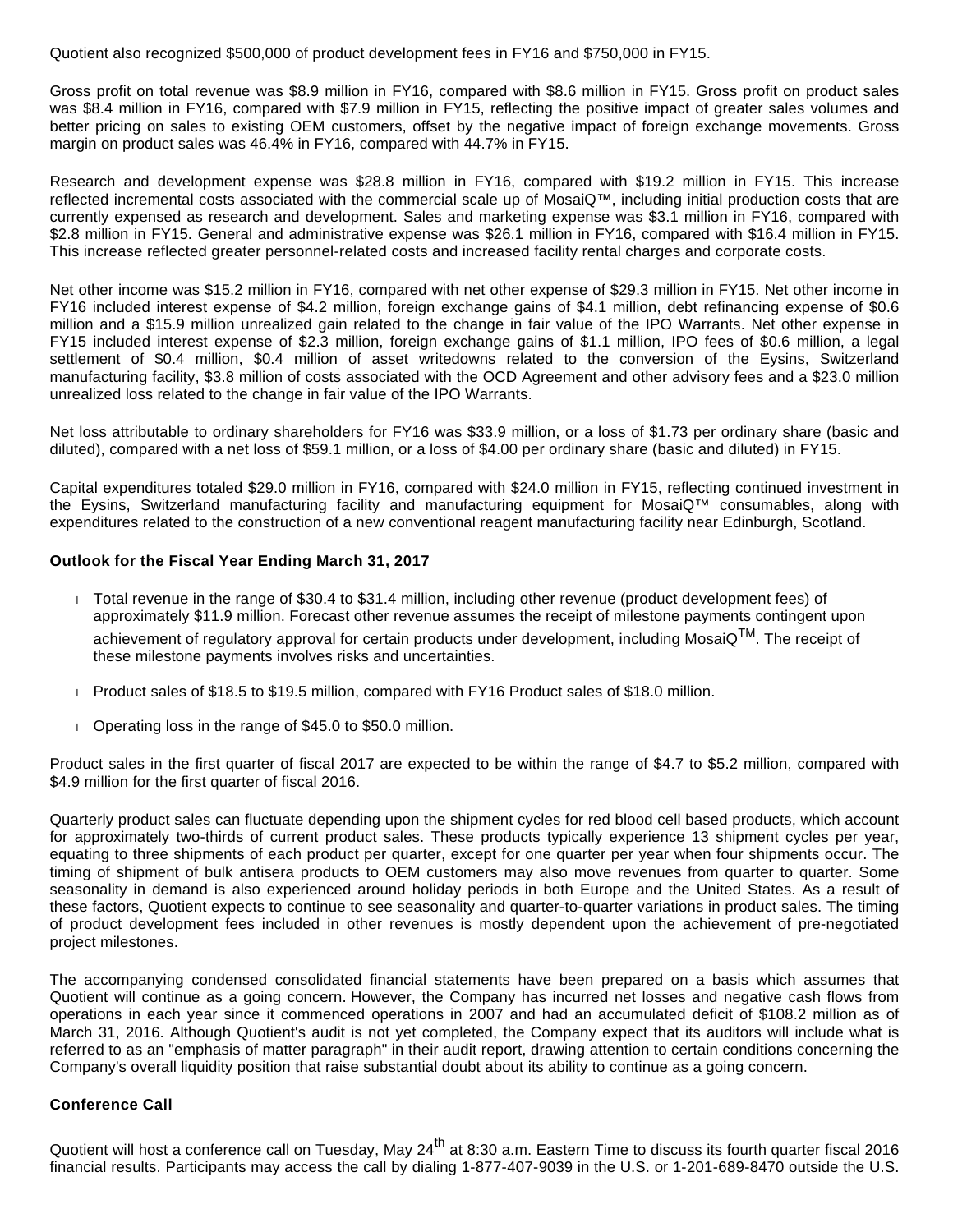Quotient also recognized $500,000 of product development fees in FY16 and $750,000 in FY15.

Gross profit on total revenue was $8.9 million in FY16, compared with $8.6 million in FY15. Gross profit on product sales was $8.4 million in FY16, compared with $7.9 million in FY15, reflecting the positive impact of greater sales volumes and better pricing on sales to existing OEM customers, offset by the negative impact of foreign exchange movements. Gross margin on product sales was 46.4% in FY16, compared with 44.7% in FY15.

Research and development expense was $28.8 million in FY16, compared with $19.2 million in FY15. This increase reflected incremental costs associated with the commercial scale up of MosaiQ™, including initial production costs that are currently expensed as research and development. Sales and marketing expense was $3.1 million in FY16, compared with $2.8 million in FY15. General and administrative expense was $26.1 million in FY16, compared with $16.4 million in FY15. This increase reflected greater personnel-related costs and increased facility rental charges and corporate costs.

Net other income was $15.2 million in FY16, compared with net other expense of $29.3 million in FY15. Net other income in FY16 included interest expense of $4.2 million, foreign exchange gains of $4.1 million, debt refinancing expense of $0.6 million and a $15.9 million unrealized gain related to the change in fair value of the IPO Warrants. Net other expense in FY15 included interest expense of $2.3 million, foreign exchange gains of $1.1 million, IPO fees of $0.6 million, a legal settlement of $0.4 million, $0.4 million of asset writedowns related to the conversion of the Eysins, Switzerland manufacturing facility, $3.8 million of costs associated with the OCD Agreement and other advisory fees and a $23.0 million unrealized loss related to the change in fair value of the IPO Warrants.

Net loss attributable to ordinary shareholders for FY16 was $33.9 million, or a loss of $1.73 per ordinary share (basic and diluted), compared with a net loss of $59.1 million, or a loss of $4.00 per ordinary share (basic and diluted) in FY15.

Capital expenditures totaled $29.0 million in FY16, compared with $24.0 million in FY15, reflecting continued investment in the Eysins, Switzerland manufacturing facility and manufacturing equipment for MosaiQ™ consumables, along with expenditures related to the construction of a new conventional reagent manufacturing facility near Edinburgh, Scotland.

**Outlook for the Fiscal Year Ending March 31, 2017**

- Total revenue in the range of $30.4 to $31.4 million, including other revenue (product development fees) of approximately $11.9 million. Forecast other revenue assumes the receipt of milestone payments contingent upon achievement of regulatory approval for certain products under development, including MosaiQ™. The receipt of these milestone payments involves risks and uncertainties.
- Product sales of $18.5 to $19.5 million, compared with FY16 Product sales of $18.0 million.
- Operating loss in the range of $45.0 to $50.0 million.

Product sales in the first quarter of fiscal 2017 are expected to be within the range of $4.7 to $5.2 million, compared with $4.9 million for the first quarter of fiscal 2016.

Quarterly product sales can fluctuate depending upon the shipment cycles for red blood cell based products, which account for approximately two-thirds of current product sales. These products typically experience 13 shipment cycles per year, equating to three shipments of each product per quarter, except for one quarter per year when four shipments occur. The timing of shipment of bulk antisera products to OEM customers may also move revenues from quarter to quarter. Some seasonality in demand is also experienced around holiday periods in both Europe and the United States. As a result of these factors, Quotient expects to continue to see seasonality and quarter-to-quarter variations in product sales. The timing of product development fees included in other revenues is mostly dependent upon the achievement of pre-negotiated project milestones.

The accompanying condensed consolidated financial statements have been prepared on a basis which assumes that Quotient will continue as a going concern. However, the Company has incurred net losses and negative cash flows from operations in each year since it commenced operations in 2007 and had an accumulated deficit of $108.2 million as of March 31, 2016. Although Quotient's audit is not yet completed, the Company expect that its auditors will include what is referred to as an "emphasis of matter paragraph" in their audit report, drawing attention to certain conditions concerning the Company's overall liquidity position that raise substantial doubt about its ability to continue as a going concern.

**Conference Call**

Quotient will host a conference call on Tuesday, May 24th at 8:30 a.m. Eastern Time to discuss its fourth quarter fiscal 2016 financial results. Participants may access the call by dialing 1-877-407-9039 in the U.S. or 1-201-689-8470 outside the U.S.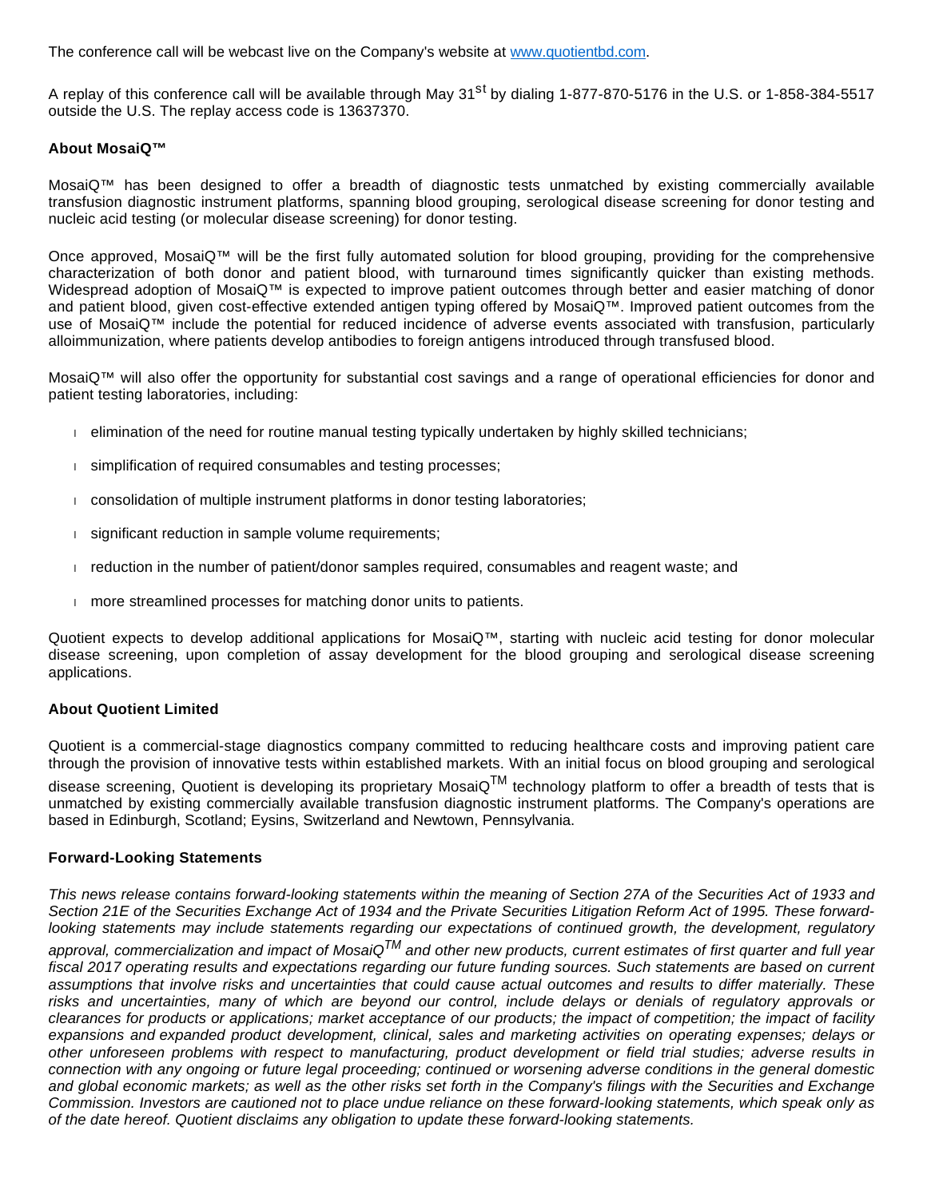The conference call will be webcast live on the Company's website at [www.quotientbd.com](http://www.quotientbd.com).

A replay of this conference call will be available through May 31st by dialing 1-877-870-5176 in the U.S. or 1-858-384-5517 outside the U.S. The replay access code is 13637370.

**About MosaiQ™**

MosaiQ™ has been designed to offer a breadth of diagnostic tests unmatched by existing commercially available transfusion diagnostic instrument platforms, spanning blood grouping, serological disease screening for donor testing and nucleic acid testing (or molecular disease screening) for donor testing.

Once approved, MosaiQ™ will be the first fully automated solution for blood grouping, providing for the comprehensive characterization of both donor and patient blood, with turnaround times significantly quicker than existing methods. Widespread adoption of MosaiQ™ is expected to improve patient outcomes through better and easier matching of donor and patient blood, given cost-effective extended antigen typing offered by MosaiQ™. Improved patient outcomes from the use of MosaiQ™ include the potential for reduced incidence of adverse events associated with transfusion, particularly alloimmunization, where patients develop antibodies to foreign antigens introduced through transfused blood.

MosaiQ™ will also offer the opportunity for substantial cost savings and a range of operational efficiencies for donor and patient testing laboratories, including:

- elimination of the need for routine manual testing typically undertaken by highly skilled technicians;
- simplification of required consumables and testing processes;
- consolidation of multiple instrument platforms in donor testing laboratories;
- significant reduction in sample volume requirements;
- reduction in the number of patient/donor samples required, consumables and reagent waste; and
- more streamlined processes for matching donor units to patients.

Quotient expects to develop additional applications for MosaiQ™, starting with nucleic acid testing for donor molecular disease screening, upon completion of assay development for the blood grouping and serological disease screening applications.

**About Quotient Limited**

Quotient is a commercial-stage diagnostics company committed to reducing healthcare costs and improving patient care through the provision of innovative tests within established markets. With an initial focus on blood grouping and serological disease screening, Quotient is developing its proprietary MosaiQ™ technology platform to offer a breadth of tests that is unmatched by existing commercially available transfusion diagnostic instrument platforms. The Company's operations are based in Edinburgh, Scotland; Eysins, Switzerland and Newtown, Pennsylvania.

**Forward-Looking Statements**

*This news release contains forward-looking statements within the meaning of Section 27A of the Securities Act of 1933 and Section 21E of the Securities Exchange Act of 1934 and the Private Securities Litigation Reform Act of 1995. These forward-looking statements may include statements regarding our expectations of continued growth, the development, regulatory approval, commercialization and impact of MosaiQ™ and other new products, current estimates of first quarter and full year fiscal 2017 operating results and expectations regarding our future funding sources. Such statements are based on current assumptions that involve risks and uncertainties that could cause actual outcomes and results to differ materially. These risks and uncertainties, many of which are beyond our control, include delays or denials of regulatory approvals or clearances for products or applications; market acceptance of our products; the impact of competition; the impact of facility expansions and expanded product development, clinical, sales and marketing activities on operating expenses; delays or other unforeseen problems with respect to manufacturing, product development or field trial studies; adverse results in connection with any ongoing or future legal proceeding; continued or worsening adverse conditions in the general domestic and global economic markets; as well as the other risks set forth in the Company's filings with the Securities and Exchange Commission. Investors are cautioned not to place undue reliance on these forward-looking statements, which speak only as of the date hereof. Quotient disclaims any obligation to update these forward-looking statements.*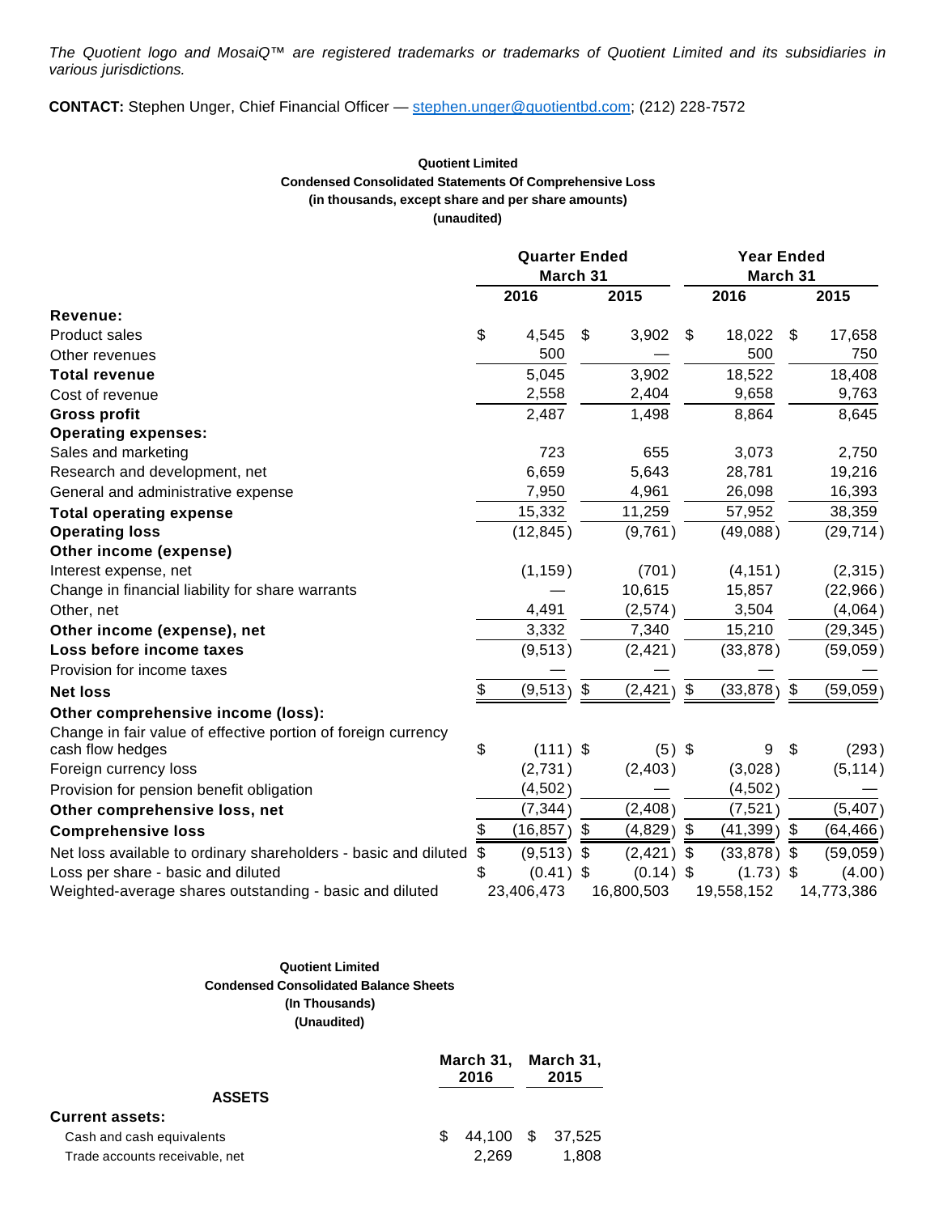*The Quotient logo and MosaiQ™ are registered trademarks or trademarks of Quotient Limited and its subsidiaries in various jurisdictions.*

**CONTACT:** Stephen Unger, Chief Financial Officer — stephen.unger@quotientbd.com; (212) 228-7572

**Quotient Limited**
**Condensed Consolidated Statements Of Comprehensive Loss**
**(in thousands, except share and per share amounts)**
**(unaudited)**

| | Quarter Ended March 31 | | Year Ended March 31 | |
|---|---|---|---|---|
| | 2016 | 2015 | 2016 | 2015 |
| **Revenue:** | | | | |
| Product sales | $ 4,545 | $ 3,902 | $ 18,022 | $ 17,658 |
| Other revenues | 500 | — | 500 | 750 |
| **Total revenue** | 5,045 | 3,902 | 18,522 | 18,408 |
| Cost of revenue | 2,558 | 2,404 | 9,658 | 9,763 |
| **Gross profit** | 2,487 | 1,498 | 8,864 | 8,645 |
| **Operating expenses:** | | | | |
| Sales and marketing | 723 | 655 | 3,073 | 2,750 |
| Research and development, net | 6,659 | 5,643 | 28,781 | 19,216 |
| General and administrative expense | 7,950 | 4,961 | 26,098 | 16,393 |
| **Total operating expense** | 15,332 | 11,259 | 57,952 | 38,359 |
| **Operating loss** | (12,845) | (9,761) | (49,088) | (29,714) |
| **Other income (expense)** | | | | |
| Interest expense, net | (1,159) | (701) | (4,151) | (2,315) |
| Change in financial liability for share warrants | — | 10,615 | 15,857 | (22,966) |
| Other, net | 4,491 | (2,574) | 3,504 | (4,064) |
| **Other income (expense), net** | 3,332 | 7,340 | 15,210 | (29,345) |
| **Loss before income taxes** | (9,513) | (2,421) | (33,878) | (59,059) |
| Provision for income taxes | — | — | — | — |
| **Net loss** | $ (9,513) | $ (2,421) | $ (33,878) | $ (59,059) |
| **Other comprehensive income (loss):** | | | | |
| Change in fair value of effective portion of foreign currency cash flow hedges | $ (111) | $ (5) | $ 9 | $ (293) |
| Foreign currency loss | (2,731) | (2,403) | (3,028) | (5,114) |
| Provision for pension benefit obligation | (4,502) | — | (4,502) | — |
| **Other comprehensive loss, net** | (7,344) | (2,408) | (7,521) | (5,407) |
| **Comprehensive loss** | $ (16,857) | $ (4,829) | $ (41,399) | $ (64,466) |
| Net loss available to ordinary shareholders - basic and diluted | $ (9,513) | $ (2,421) | $ (33,878) | $ (59,059) |
| Loss per share - basic and diluted | $ (0.41) | $ (0.14) | $ (1.73) | $ (4.00) |
| Weighted-average shares outstanding - basic and diluted | 23,406,473 | 16,800,503 | 19,558,152 | 14,773,386 |

**Quotient Limited**
**Condensed Consolidated Balance Sheets**
**(In Thousands)**
**(Unaudited)**

| | March 31, 2016 | March 31, 2015 |
|---|---|---|
| **ASSETS** | | |
| **Current assets:** | | |
| Cash and cash equivalents | $ 44,100 | $ 37,525 |
| Trade accounts receivable, net | 2,269 | 1,808 |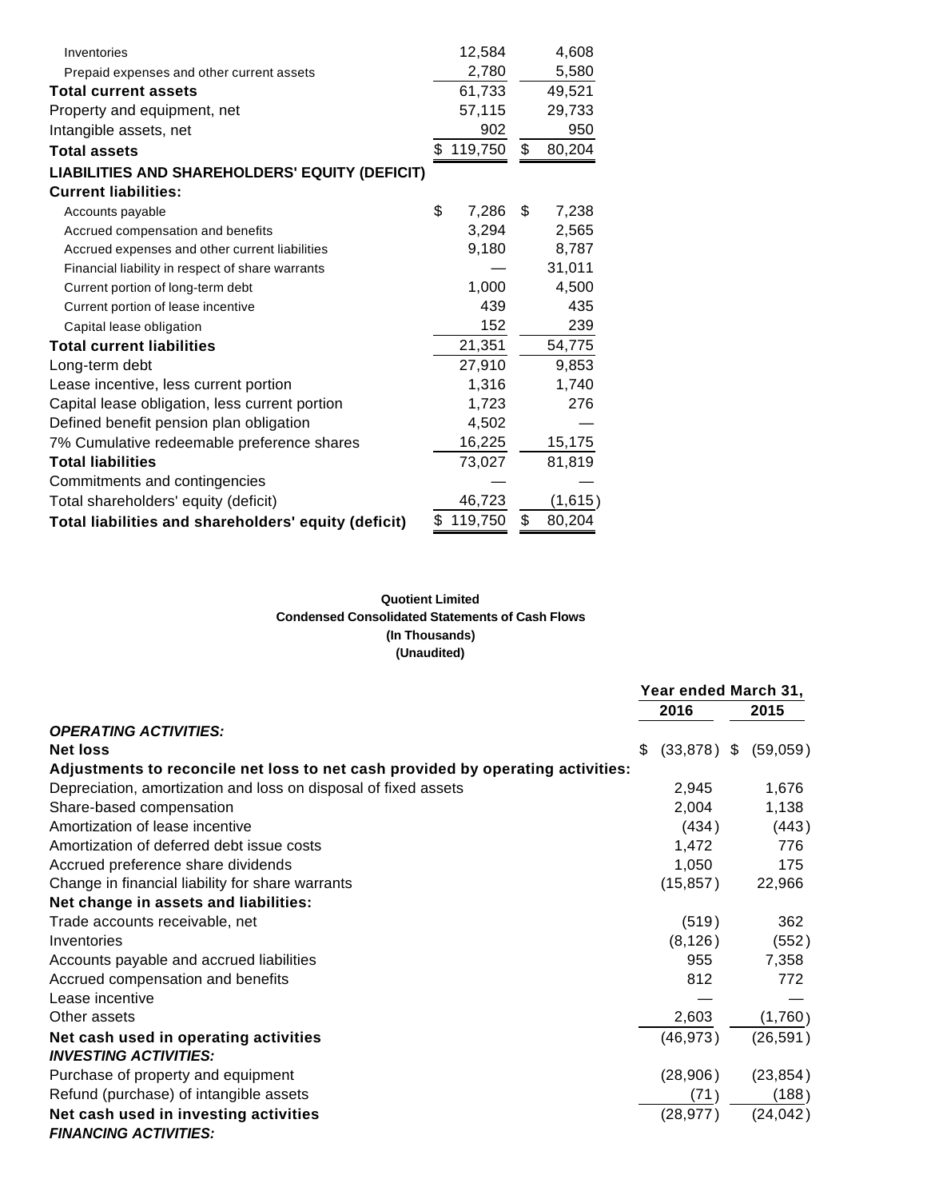| | | |
|---|---|---|
| Inventories | 12,584 | 4,608 |
| Prepaid expenses and other current assets | 2,780 | 5,580 |
| **Total current assets** | 61,733 | 49,521 |
| Property and equipment, net | 57,115 | 29,733 |
| Intangible assets, net | 902 | 950 |
| **Total assets** | $ 119,750 | $ 80,204 |
| **LIABILITIES AND SHAREHOLDERS' EQUITY (DEFICIT)** | | |
| **Current liabilities:** | | |
| Accounts payable | $ 7,286 | $ 7,238 |
| Accrued compensation and benefits | 3,294 | 2,565 |
| Accrued expenses and other current liabilities | 9,180 | 8,787 |
| Financial liability in respect of share warrants | — | 31,011 |
| Current portion of long-term debt | 1,000 | 4,500 |
| Current portion of lease incentive | 439 | 435 |
| Capital lease obligation | 152 | 239 |
| **Total current liabilities** | 21,351 | 54,775 |
| Long-term debt | 27,910 | 9,853 |
| Lease incentive, less current portion | 1,316 | 1,740 |
| Capital lease obligation, less current portion | 1,723 | 276 |
| Defined benefit pension plan obligation | 4,502 | — |
| 7% Cumulative redeemable preference shares | 16,225 | 15,175 |
| **Total liabilities** | 73,027 | 81,819 |
| Commitments and contingencies | — | — |
| Total shareholders' equity (deficit) | 46,723 | (1,615) |
| **Total liabilities and shareholders' equity (deficit)** | $ 119,750 | $ 80,204 |

**Quotient Limited**
**Condensed Consolidated Statements of Cash Flows**
**(In Thousands)**
**(Unaudited)**

| | Year ended March 31, | |
|---|---|---|
| | **2016** | **2015** |
| ***OPERATING ACTIVITIES:*** | | |
| **Net loss** | $ (33,878) | $ (59,059) |
| **Adjustments to reconcile net loss to net cash provided by operating activities:** | | |
| Depreciation, amortization and loss on disposal of fixed assets | 2,945 | 1,676 |
| Share-based compensation | 2,004 | 1,138 |
| Amortization of lease incentive | (434) | (443) |
| Amortization of deferred debt issue costs | 1,472 | 776 |
| Accrued preference share dividends | 1,050 | 175 |
| Change in financial liability for share warrants | (15,857) | 22,966 |
| **Net change in assets and liabilities:** | | |
| Trade accounts receivable, net | (519) | 362 |
| Inventories | (8,126) | (552) |
| Accounts payable and accrued liabilities | 955 | 7,358 |
| Accrued compensation and benefits | 812 | 772 |
| Lease incentive | — | — |
| Other assets | 2,603 | (1,760) |
| **Net cash used in operating activities** | (46,973) | (26,591) |
| ***INVESTING ACTIVITIES:*** | | |
| Purchase of property and equipment | (28,906) | (23,854) |
| Refund (purchase) of intangible assets | (71) | (188) |
| **Net cash used in investing activities** | (28,977) | (24,042) |
| ***FINANCING ACTIVITIES:*** | | |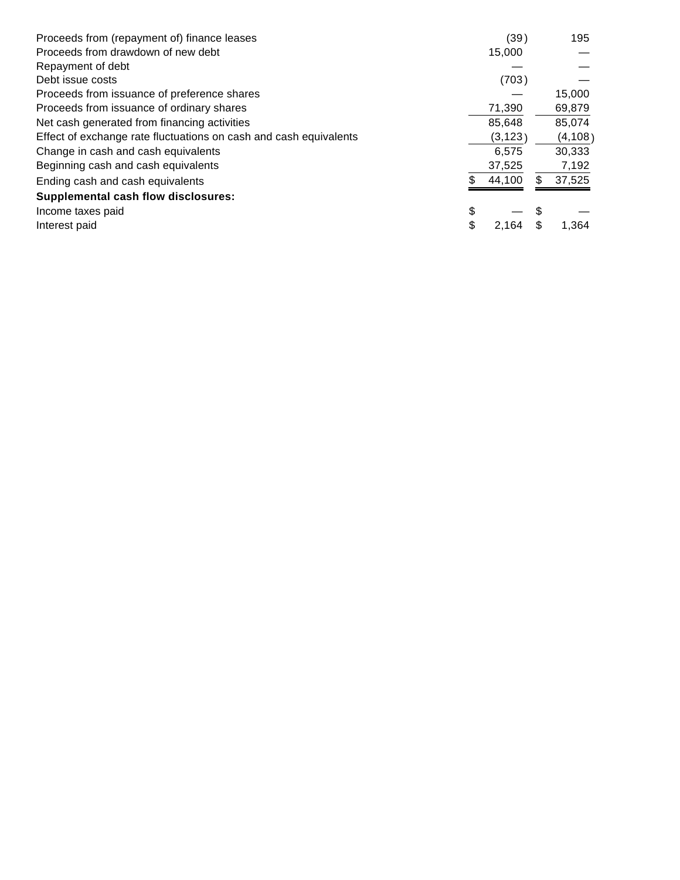| | | |
|---|---|---|
| Proceeds from (repayment of) finance leases | (39) | 195 |
| Proceeds from drawdown of new debt | 15,000 | — |
| Repayment of debt | — | — |
| Debt issue costs | (703) | — |
| Proceeds from issuance of preference shares | — | 15,000 |
| Proceeds from issuance of ordinary shares | 71,390 | 69,879 |
| Net cash generated from financing activities | 85,648 | 85,074 |
| Effect of exchange rate fluctuations on cash and cash equivalents | (3,123) | (4,108) |
| Change in cash and cash equivalents | 6,575 | 30,333 |
| Beginning cash and cash equivalents | 37,525 | 7,192 |
| Ending cash and cash equivalents | $ 44,100 | $ 37,525 |
| **Supplemental cash flow disclosures:** | | |
| Income taxes paid | $ — | $ — |
| Interest paid | $ 2,164 | $ 1,364 |